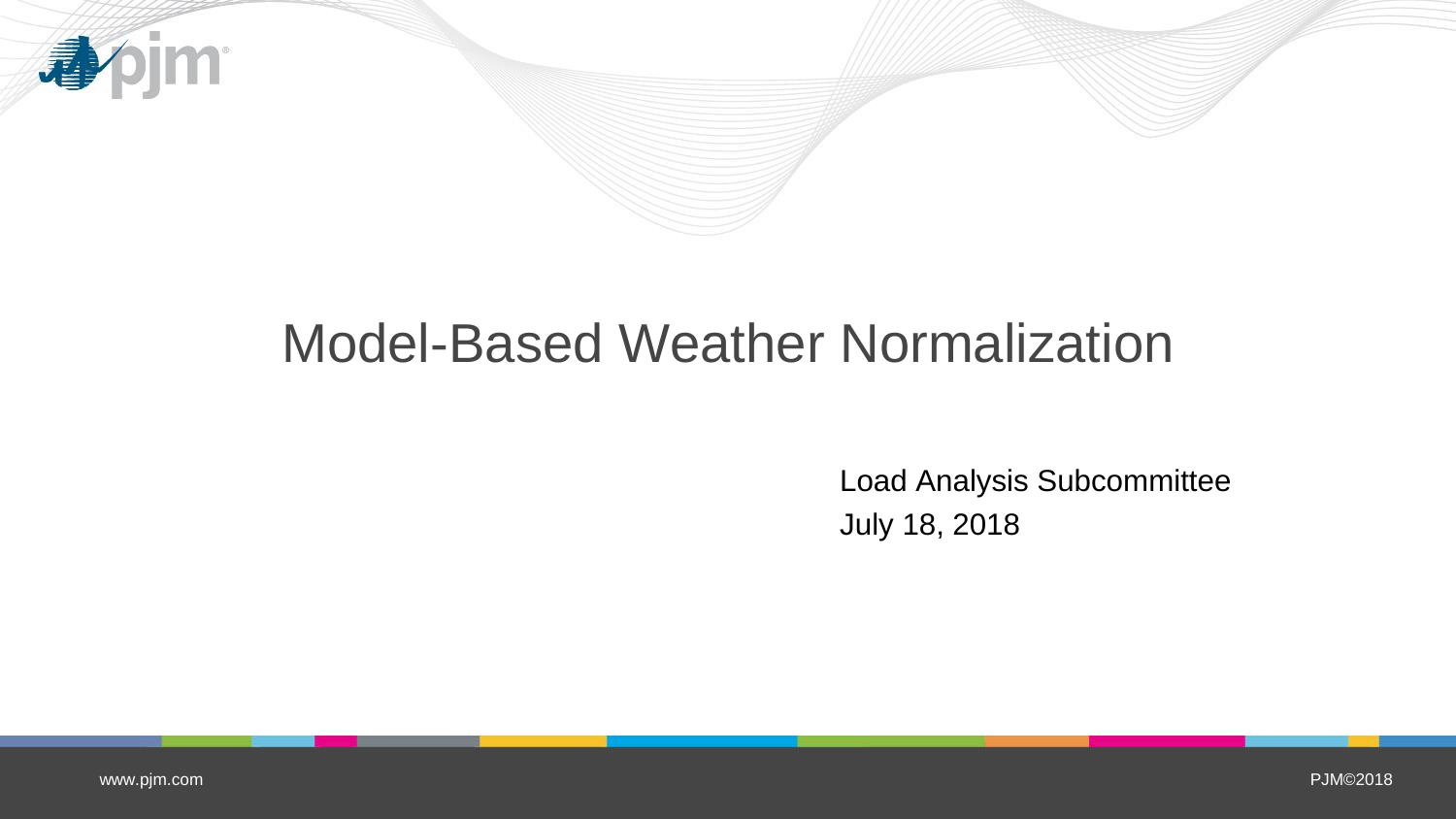# Model-Based Weather Normalization

Load Analysis Subcommittee

July 18, 2018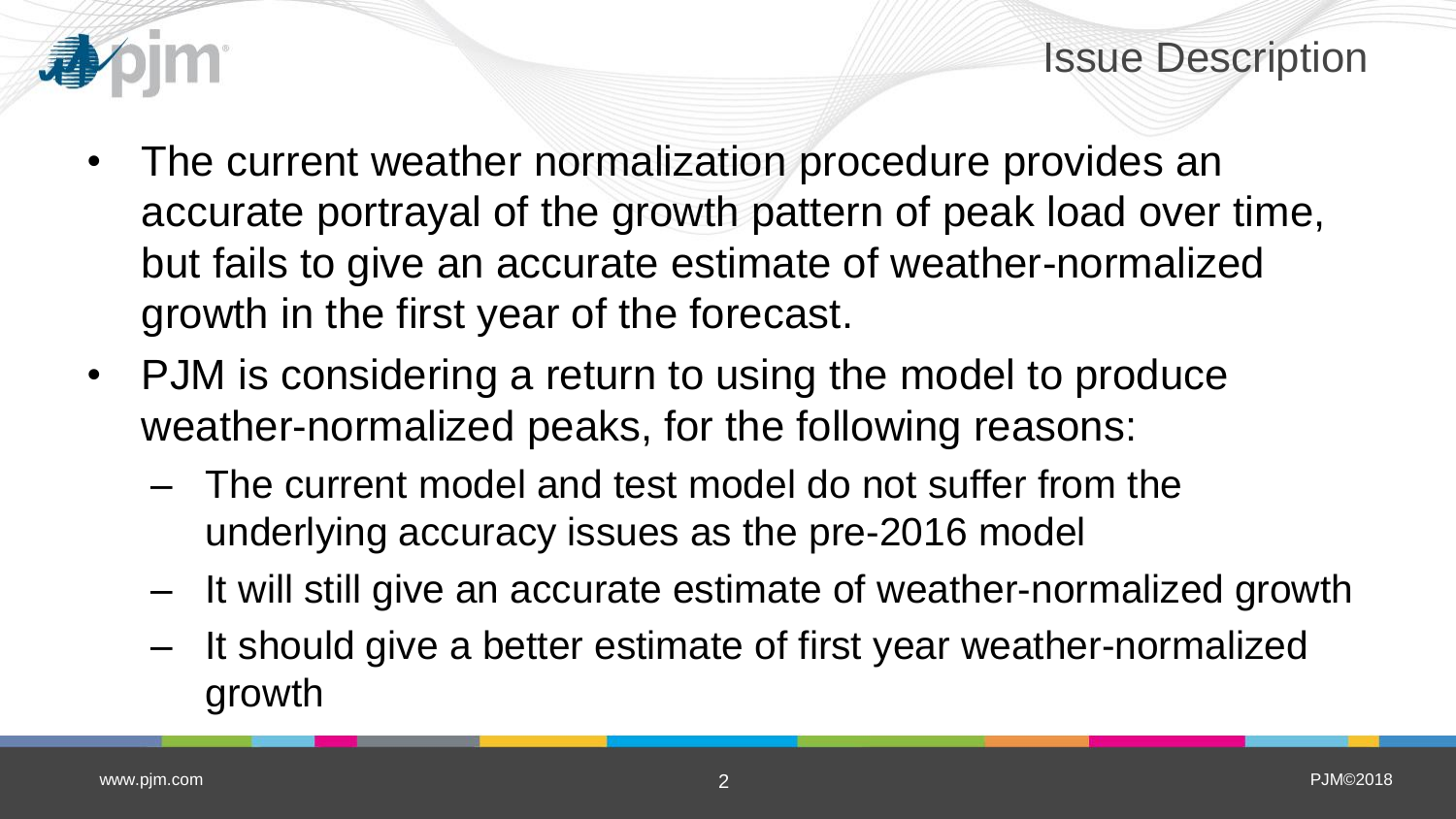# Issue Description

- The current weather normalization procedure provides an accurate portrayal of the growth pattern of peak load over time, but fails to give an accurate estimate of weather-normalized growth in the first year of the forecast.
- PJM is considering a return to using the model to produce weather-normalized peaks, for the following reasons:
  - The current model and test model do not suffer from the underlying accuracy issues as the pre-2016 model
  - It will still give an accurate estimate of weather-normalized growth
  - It should give a better estimate of first year weather-normalized growth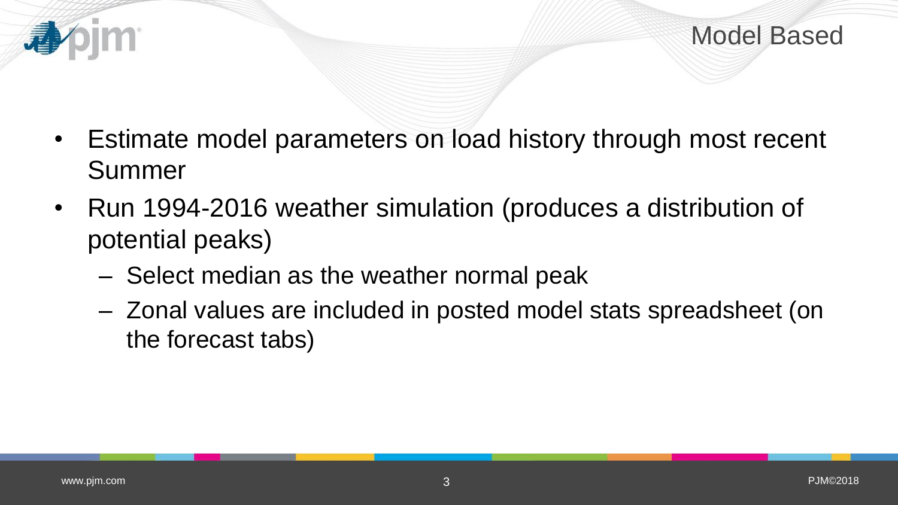## Model Based

- Estimate model parameters on load history through most recent Summer
- Run 1994-2016 weather simulation (produces a distribution of potential peaks)
  - Select median as the weather normal peak
  - Zonal values are included in posted model stats spreadsheet (on the forecast tabs)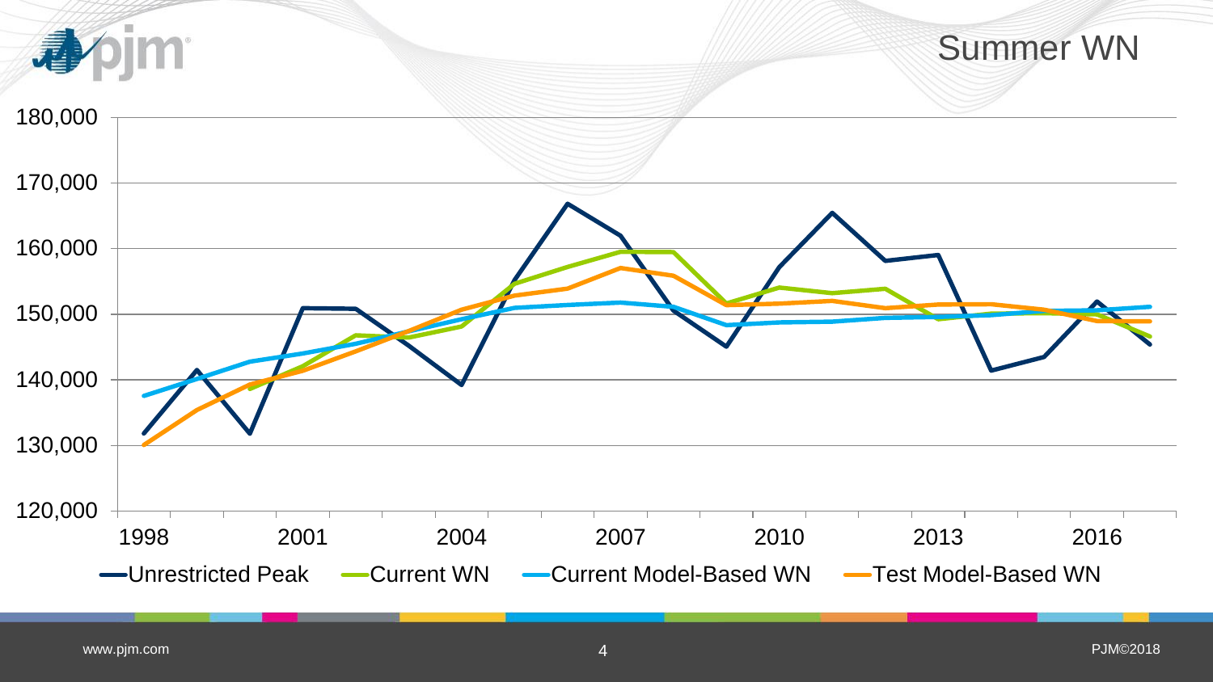# Summer WN

180,000

170,000

160,000

150,000

140,000

130,000

120,000

1998 2001 2004 2007 2010 2013 2016

Unrestricted Peak | Current WN | Current Model-Based WN | Test Model-Based WN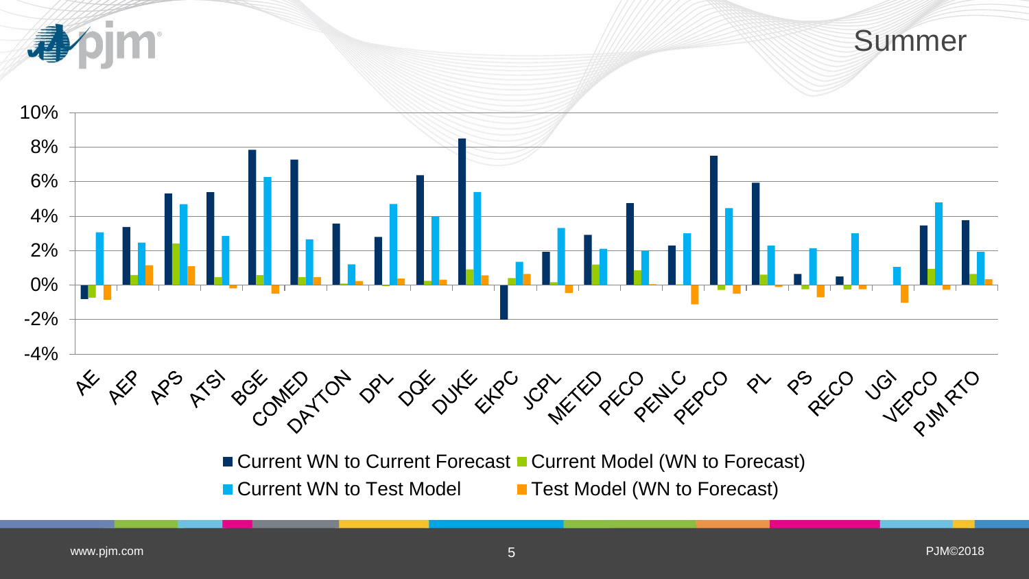# Summer

| Zone | Current WN to Current Forecast | Current Model (WN to Forecast) | Current WN to Test Model | Test Model (WN to Forecast) |
|---|---|---|---|---|
| AE | -0.8% | -0.7% | 3.1% | -0.8% |
| AEP | 3.4% | 0.6% | 2.5% | 1.2% |
| APS | 5.3% | 2.4% | 4.7% | 1.1% |
| ATSI | 5.4% | 0.5% | 2.9% | -0.2% |
| BGE | 7.9% | 0.6% | 6.3% | -0.5% |
| COMED | 7.3% | 0.5% | 2.7% | 0.5% |
| DAYTON | 3.6% | 0.1% | 1.2% | 0.2% |
| DPL | 2.8% | -0.1% | 4.7% | 0.4% |
| DQE | 6.4% | 0.3% | 4.0% | 0.3% |
| DUKE | 8.5% | 0.9% | 5.4% | 0.6% |
| EKPC | -2.0% | 0.4% | 1.4% | 0.6% |
| JCPL | 1.9% | 0.2% | 3.3% | -0.5% |
| METED | 2.9% | 1.2% | 2.1% | 0.0% |
| PECO | 4.8% | 0.9% | 2.0% | 0.1% |
| PENLC | 2.3% | 0.0% | 3.0% | -1.1% |
| PEPCO | 7.5% | -0.3% | 4.5% | -0.5% |
| PL | 5.9% | 0.6% | 2.3% | -0.1% |
| PS | 0.7% | -0.2% | 2.2% | -0.7% |
| RECO | 0.5% | -0.2% | 3.0% | -0.2% |
| UGI | 0.0% | 0.0% | 1.1% | -1.0% |
| VEPCO | 3.5% | 1.0% | 4.8% | -0.3% |
| PJM RTO | 3.8% | 0.7% | 2.0% | 0.3% |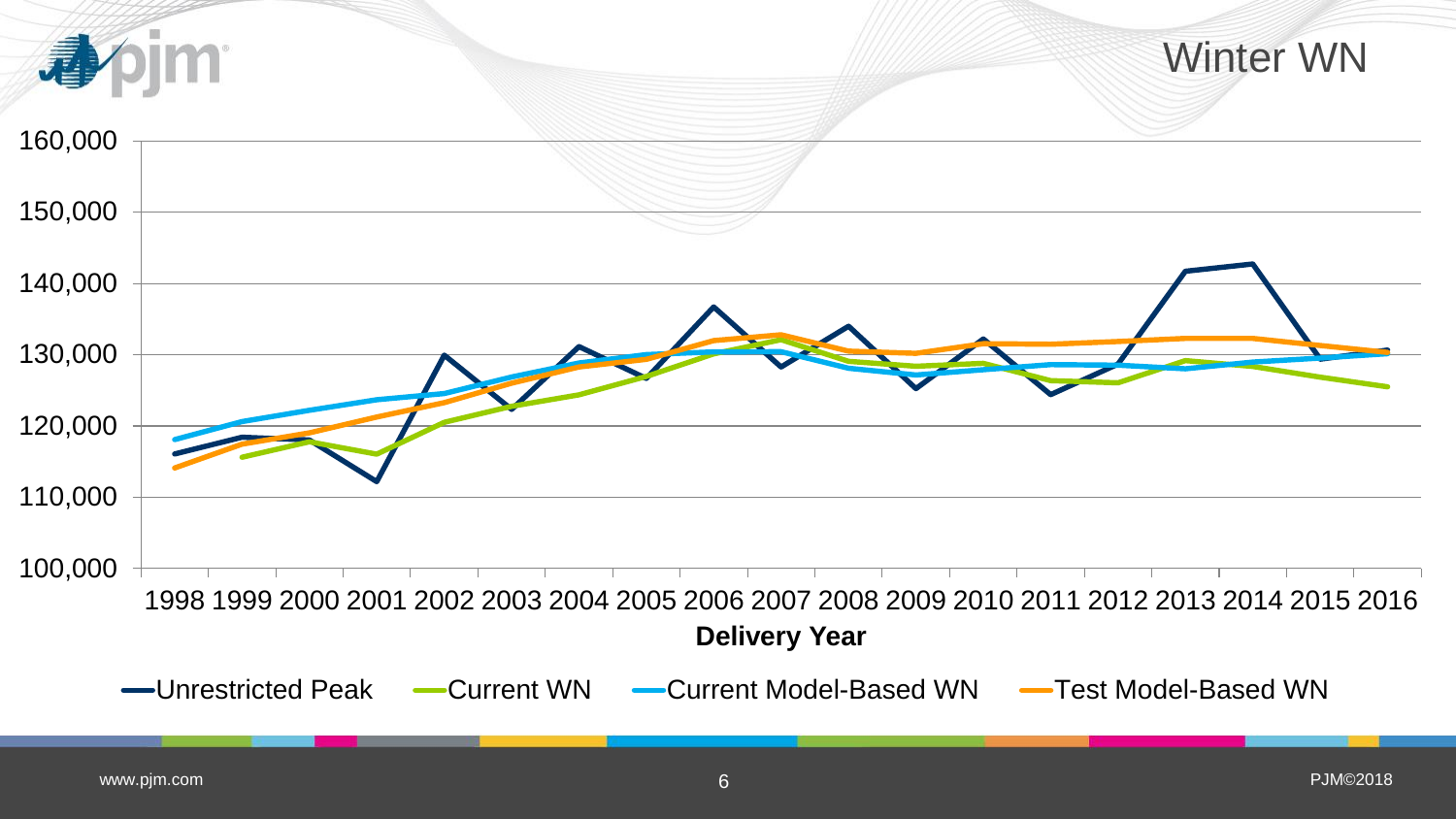# Winter WN

160,000
150,000
140,000
130,000
120,000
110,000
100,000

1998 1999 2000 2001 2002 2003 2004 2005 2006 2007 2008 2009 2010 2011 2012 2013 2014 2015 2016

**Delivery Year**

Unrestricted Peak — Current WN — Current Model-Based WN — Test Model-Based WN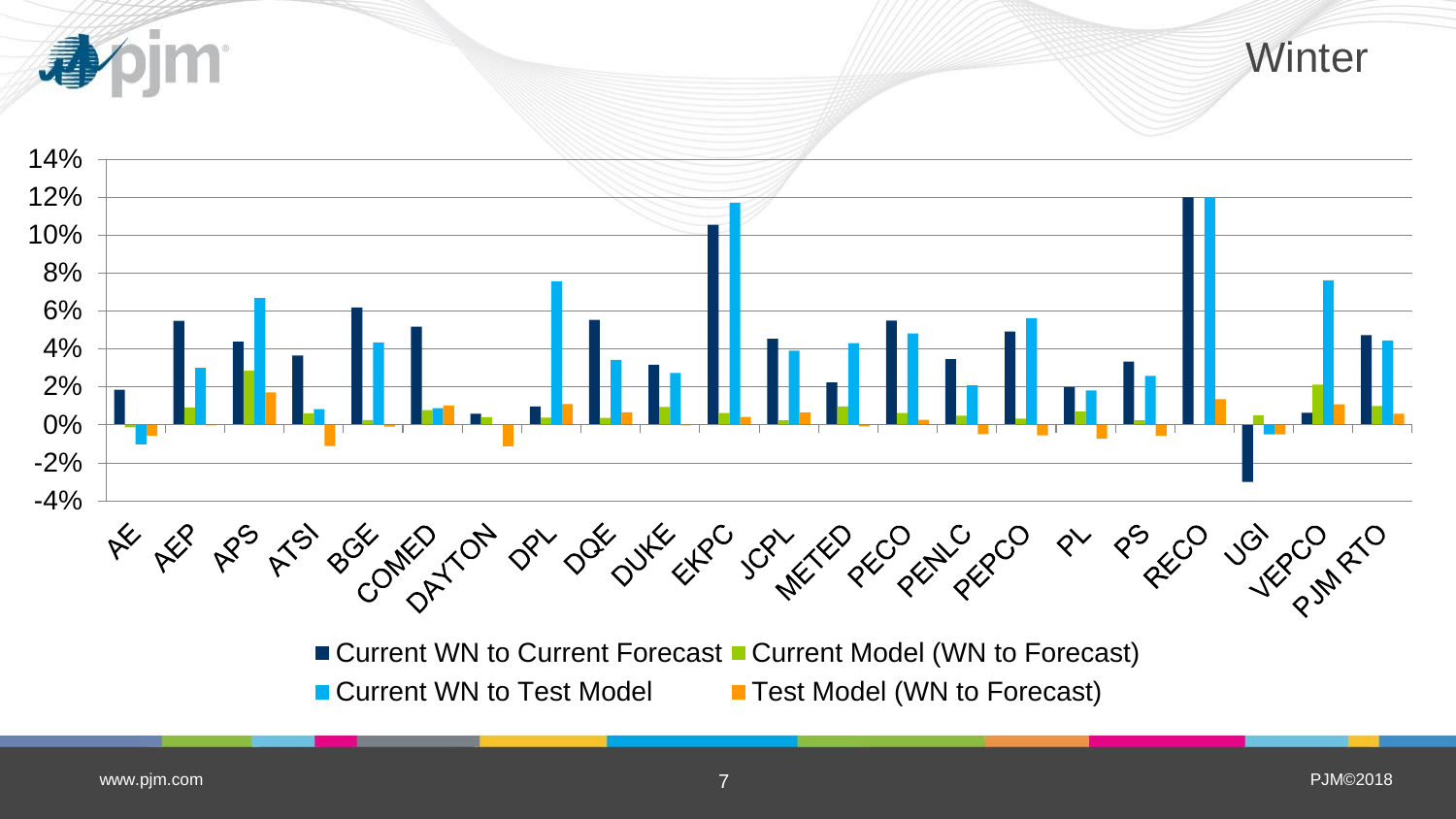# Winter

14%
12%
10%
8%
6%
4%
2%
0%
-2%
-4%

AE AEP APS ATSI BGE COMED DAYTON DPL DQE DUKE EKPC JCPL METED PECO PENLC PEPCO PL PS RECO UGI VEPCO PJM RTO

Current WN to Current Forecast
Current Model (WN to Forecast)
Current WN to Test Model
Test Model (WN to Forecast)